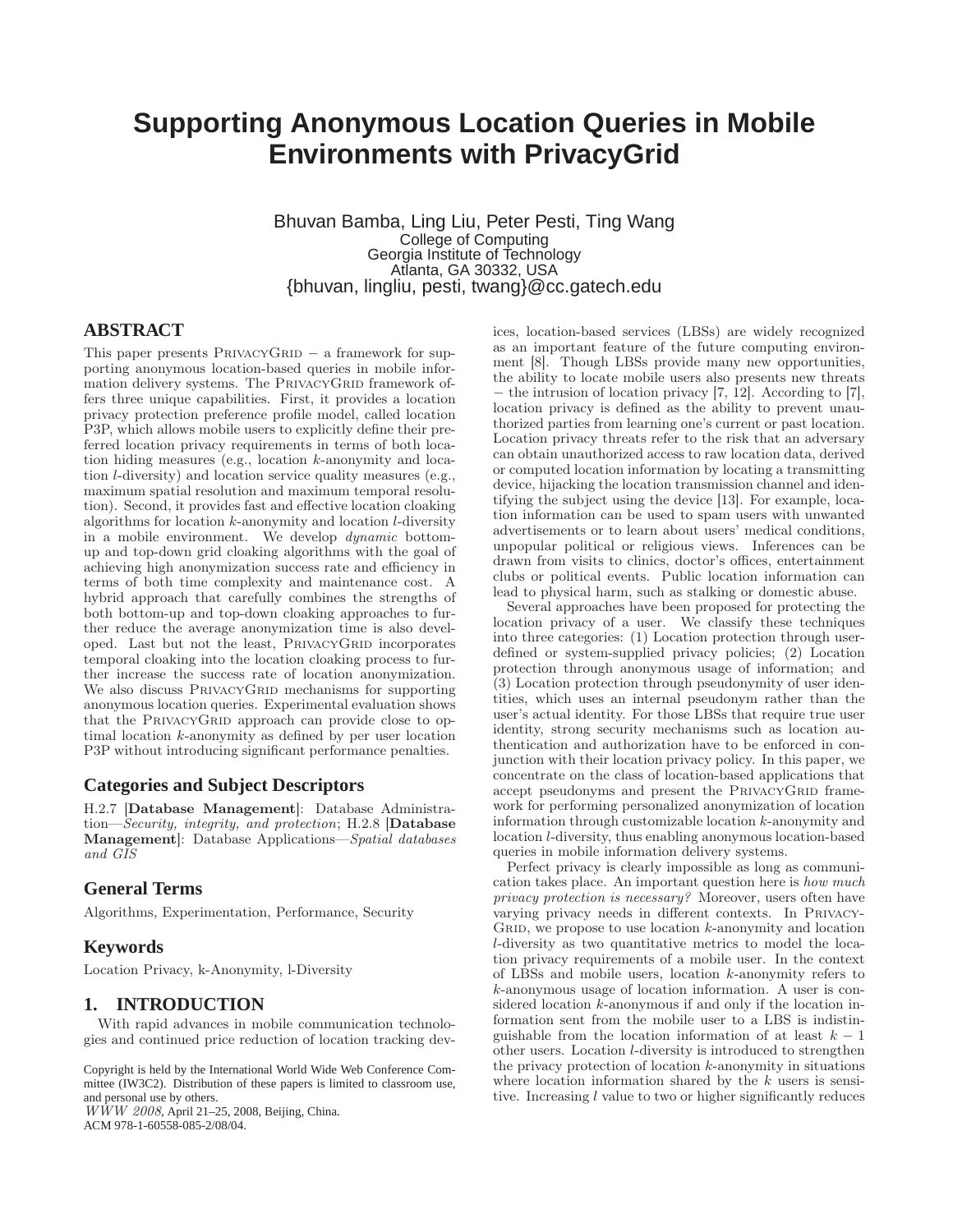# Supporting Anonymous Location Queries in Mobile Environments with PrivacyGrid

Bhuvan Bamba, Ling Liu, Peter Pesti, Ting Wang
College of Computing
Georgia Institute of Technology
Atlanta, GA 30332, USA
{bhuvan, lingliu, pesti, twang}@cc.gatech.edu

## ABSTRACT

This paper presents PrivacyGrid − a framework for supporting anonymous location-based queries in mobile information delivery systems. The PrivacyGrid framework offers three unique capabilities. First, it provides a location privacy protection preference profile model, called location P3P, which allows mobile users to explicitly define their preferred location privacy requirements in terms of both location hiding measures (e.g., location $k$-anonymity and location $l$-diversity) and location service quality measures (e.g., maximum spatial resolution and maximum temporal resolution). Second, it provides fast and effective location cloaking algorithms for location $k$-anonymity and location $l$-diversity in a mobile environment. We develop *dynamic* bottom-up and top-down grid cloaking algorithms with the goal of achieving high anonymization success rate and efficiency in terms of both time complexity and maintenance cost. A hybrid approach that carefully combines the strengths of both bottom-up and top-down cloaking approaches to further reduce the average anonymization time is also developed. Last but not the least, PrivacyGrid incorporates temporal cloaking into the location cloaking process to further increase the success rate of location anonymization. We also discuss PrivacyGrid mechanisms for supporting anonymous location queries. Experimental evaluation shows that the PrivacyGrid approach can provide close to optimal location $k$-anonymity as defined by per user location P3P without introducing significant performance penalties.

### Categories and Subject Descriptors

H.2.7 [**Database Management**]: Database Administration—*Security, integrity, and protection*; H.2.8 [**Database Management**]: Database Applications—*Spatial databases and GIS*

### General Terms

Algorithms, Experimentation, Performance, Security

### Keywords

Location Privacy, k-Anonymity, l-Diversity

## 1. INTRODUCTION

With rapid advances in mobile communication technologies and continued price reduction of location tracking devices, location-based services (LBSs) are widely recognized as an important feature of the future computing environment [8]. Though LBSs provide many new opportunities, the ability to locate mobile users also presents new threats − the intrusion of location privacy [7, 12]. According to [7], location privacy is defined as the ability to prevent unauthorized parties from learning one's current or past location. Location privacy threats refer to the risk that an adversary can obtain unauthorized access to raw location data, derived or computed location information by locating a transmitting device, hijacking the location transmission channel and identifying the subject using the device [13]. For example, location information can be used to spam users with unwanted advertisements or to learn about users' medical conditions, unpopular political or religious views. Inferences can be drawn from visits to clinics, doctor's offices, entertainment clubs or political events. Public location information can lead to physical harm, such as stalking or domestic abuse.

Several approaches have been proposed for protecting the location privacy of a user. We classify these techniques into three categories: (1) Location protection through user-defined or system-supplied privacy policies; (2) Location protection through anonymous usage of information; and (3) Location protection through pseudonymity of user identities, which uses an internal pseudonym rather than the user's actual identity. For those LBSs that require true user identity, strong security mechanisms such as location authentication and authorization have to be enforced in conjunction with their location privacy policy. In this paper, we concentrate on the class of location-based applications that accept pseudonyms and present the PrivacyGrid framework for performing personalized anonymization of location information through customizable location $k$-anonymity and location $l$-diversity, thus enabling anonymous location-based queries in mobile information delivery systems.

Perfect privacy is clearly impossible as long as communication takes place. An important question here is *how much privacy protection is necessary?* Moreover, users often have varying privacy needs in different contexts. In PrivacyGrid, we propose to use location $k$-anonymity and location $l$-diversity as two quantitative metrics to model the location privacy requirements of a mobile user. In the context of LBSs and mobile users, location $k$-anonymity refers to $k$-anonymous usage of location information. A user is considered location $k$-anonymous if and only if the location information sent from the mobile user to a LBS is indistinguishable from the location information of at least $k-1$ other users. Location $l$-diversity is introduced to strengthen the privacy protection of location $k$-anonymity in situations where location information shared by the $k$ users is sensitive. Increasing $l$ value to two or higher significantly reduces

Copyright is held by the International World Wide Web Conference Committee (IW3C2). Distribution of these papers is limited to classroom use, and personal use by others.
*WWW 2008*, April 21–25, 2008, Beijing, China.
ACM 978-1-60558-085-2/08/04.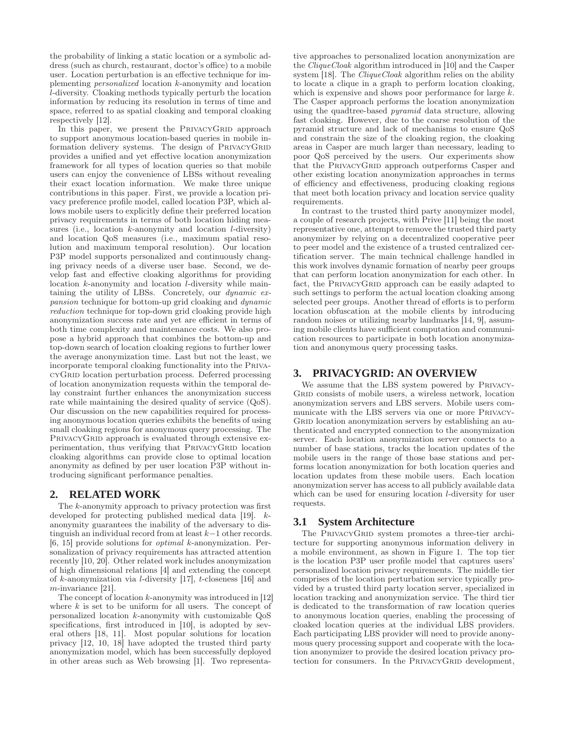the probability of linking a static location or a symbolic address (such as church, restaurant, doctor's office) to a mobile user. Location perturbation is an effective technique for implementing *personalized* location $k$-anonymity and location $l$-diversity. Cloaking methods typically perturb the location information by reducing its resolution in terms of time and space, referred to as spatial cloaking and temporal cloaking respectively [12].

In this paper, we present the PrivacyGrid approach to support anonymous location-based queries in mobile information delivery systems. The design of PrivacyGrid provides a unified and yet effective location anonymization framework for all types of location queries so that mobile users can enjoy the convenience of LBSs without revealing their exact location information. We make three unique contributions in this paper. First, we provide a location privacy preference profile model, called location P3P, which allows mobile users to explicitly define their preferred location privacy requirements in terms of both location hiding measures (i.e., location $k$-anonymity and location $l$-diversity) and location QoS measures (i.e., maximum spatial resolution and maximum temporal resolution). Our location P3P model supports personalized and continuously changing privacy needs of a diverse user base. Second, we develop fast and effective cloaking algorithms for providing location $k$-anonymity and location $l$-diversity while maintaining the utility of LBSs. Concretely, our *dynamic expansion* technique for bottom-up grid cloaking and *dynamic reduction* technique for top-down grid cloaking provide high anonymization success rate and yet are efficient in terms of both time complexity and maintenance costs. We also propose a hybrid approach that combines the bottom-up and top-down search of location cloaking regions to further lower the average anonymization time. Last but not the least, we incorporate temporal cloaking functionality into the PrivacyGrid location perturbation process. Deferred processing of location anonymization requests within the temporal delay constraint further enhances the anonymization success rate while maintaining the desired quality of service (QoS). Our discussion on the new capabilities required for processing anonymous location queries exhibits the benefits of using small cloaking regions for anonymous query processing. The PrivacyGrid approach is evaluated through extensive experimentation, thus verifying that PrivacyGrid location cloaking algorithms can provide close to optimal location anonymity as defined by per user location P3P without introducing significant performance penalties.

## 2. RELATED WORK

The $k$-anonymity approach to privacy protection was first developed for protecting published medical data [19]. $k$-anonymity guarantees the inability of the adversary to distinguish an individual record from at least $k-1$ other records. [6, 15] provide solutions for *optimal* $k$-anonymization. Personalization of privacy requirements has attracted attention recently [10, 20]. Other related work includes anonymization of high dimensional relations [4] and extending the concept of $k$-anonymization via $l$-diversity [17], $t$-closeness [16] and $m$-invariance [21].

The concept of location $k$-anonymity was introduced in [12] where $k$ is set to be uniform for all users. The concept of personalized location $k$-anonymity with customizable QoS specifications, first introduced in [10], is adopted by several others [18, 11]. Most popular solutions for location privacy [12, 10, 18] have adopted the trusted third party anonymization model, which has been successfully deployed in other areas such as Web browsing [1]. Two representative approaches to personalized location anonymization are the *CliqueCloak* algorithm introduced in [10] and the Casper system [18]. The *CliqueCloak* algorithm relies on the ability to locate a clique in a graph to perform location cloaking, which is expensive and shows poor performance for large $k$. The Casper approach performs the location anonymization using the quadtree-based *pyramid* data structure, allowing fast cloaking. However, due to the coarse resolution of the pyramid structure and lack of mechanisms to ensure QoS and constrain the size of the cloaking region, the cloaking areas in Casper are much larger than necessary, leading to poor QoS perceived by the users. Our experiments show that the PrivacyGrid approach outperforms Casper and other existing location anonymization approaches in terms of efficiency and effectiveness, producing cloaking regions that meet both location privacy and location service quality requirements.

In contrast to the trusted third party anonymizer model, a couple of research projects, with Prive [11] being the most representative one, attempt to remove the trusted third party anonymizer by relying on a decentralized cooperative peer to peer model and the existence of a trusted centralized certification server. The main technical challenge handled in this work involves dynamic formation of nearby peer groups that can perform location anonymization for each other. In fact, the PrivacyGrid approach can be easily adapted to such settings to perform the actual location cloaking among selected peer groups. Another thread of efforts is to perform location obfuscation at the mobile clients by introducing random noises or utilizing nearby landmarks [14, 9], assuming mobile clients have sufficient computation and communication resources to participate in both location anonymization and anonymous query processing tasks.

## 3. PRIVACYGRID: AN OVERVIEW

We assume that the LBS system powered by PrivacyGrid consists of mobile users, a wireless network, location anonymization servers and LBS servers. Mobile users communicate with the LBS servers via one or more PrivacyGrid location anonymization servers by establishing an authenticated and encrypted connection to the anonymization server. Each location anonymization server connects to a number of base stations, tracks the location updates of the mobile users in the range of those base stations and performs location anonymization for both location queries and location updates from these mobile users. Each location anonymization server has access to all publicly available data which can be used for ensuring location $l$-diversity for user requests.

### 3.1 System Architecture

The PrivacyGrid system promotes a three-tier architecture for supporting anonymous information delivery in a mobile environment, as shown in Figure 1. The top tier is the location P3P user profile model that captures users' personalized location privacy requirements. The middle tier comprises of the location perturbation service typically provided by a trusted third party location server, specialized in location tracking and anonymization service. The third tier is dedicated to the transformation of raw location queries to anonymous location queries, enabling the processing of cloaked location queries at the individual LBS providers. Each participating LBS provider will need to provide anonymous query processing support and cooperate with the location anonymizer to provide the desired location privacy protection for consumers. In the PrivacyGrid development,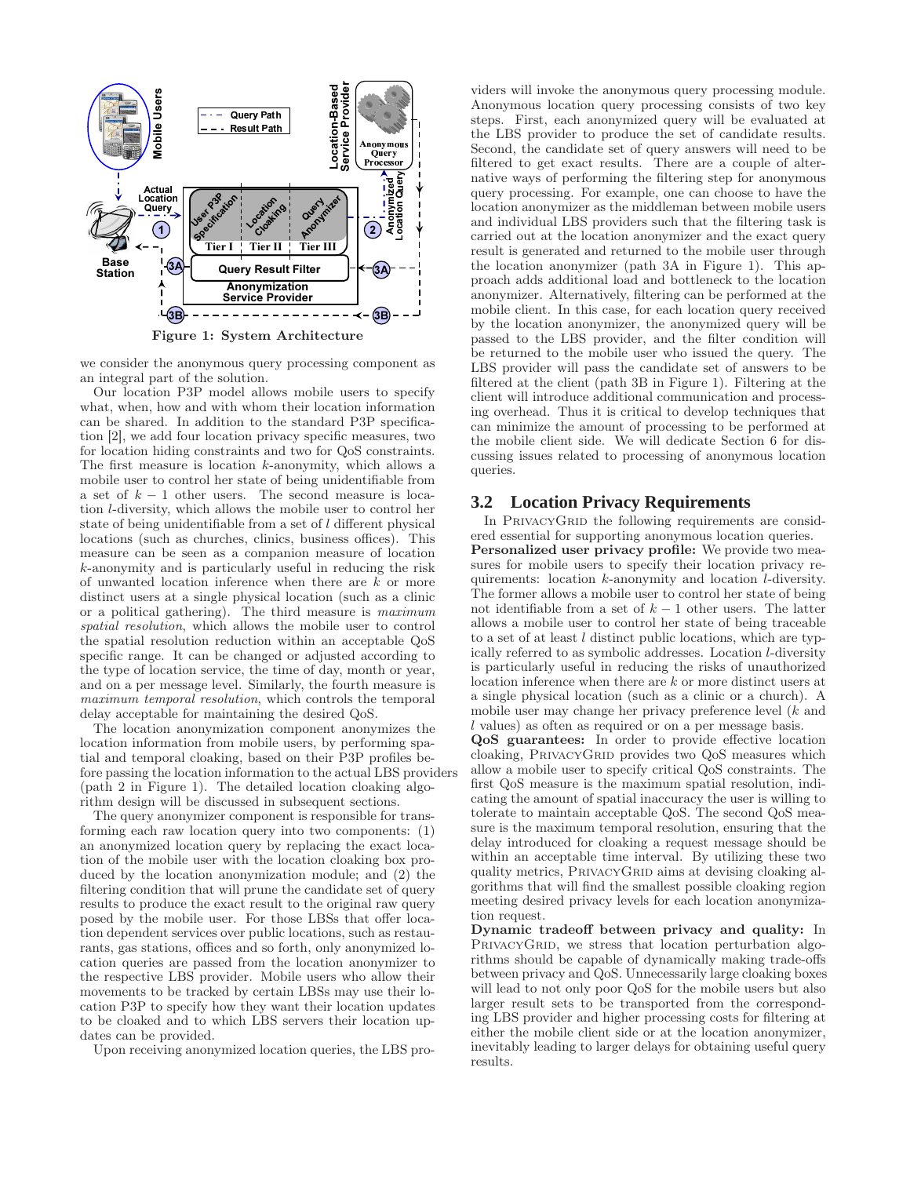Mobile Users

Query Path
Result Path

Location-Based Service Provider

Anonymous Query Processor

Actual Location Query

User P3P Specification | Location Cloaking | Query Anonymizer

Tier I | Tier II | Tier III

Anonymized Location Query

1

2

Base Station

3A

Query Result Filter

3A

Anonymization Service Provider

3B

3B

Figure 1: System Architecture

we consider the anonymous query processing component as an integral part of the solution.

Our location P3P model allows mobile users to specify what, when, how and with whom their location information can be shared. In addition to the standard P3P specification [2], we add four location privacy specific measures, two for location hiding constraints and two for QoS constraints. The first measure is location $k$-anonymity, which allows a mobile user to control her state of being unidentifiable from a set of $k - 1$ other users. The second measure is location $l$-diversity, which allows the mobile user to control her state of being unidentifiable from a set of $l$ different physical locations (such as churches, clinics, business offices). This measure can be seen as a companion measure of location $k$-anonymity and is particularly useful in reducing the risk of unwanted location inference when there are $k$ or more distinct users at a single physical location (such as a clinic or a political gathering). The third measure is *maximum spatial resolution*, which allows the mobile user to control the spatial resolution reduction within an acceptable QoS specific range. It can be changed or adjusted according to the type of location service, the time of day, month or year, and on a per message level. Similarly, the fourth measure is *maximum temporal resolution*, which controls the temporal delay acceptable for maintaining the desired QoS.

The location anonymization component anonymizes the location information from mobile users, by performing spatial and temporal cloaking, based on their P3P profiles before passing the location information to the actual LBS providers (path 2 in Figure 1). The detailed location cloaking algorithm design will be discussed in subsequent sections.

The query anonymizer component is responsible for transforming each raw location query into two components: (1) an anonymized location query by replacing the exact location of the mobile user with the location cloaking box produced by the location anonymization module; and (2) the filtering condition that will prune the candidate set of query results to produce the exact result to the original raw query posed by the mobile user. For those LBSs that offer location dependent services over public locations, such as restaurants, gas stations, offices and so forth, only anonymized location queries are passed from the location anonymizer to the respective LBS provider. Mobile users who allow their movements to be tracked by certain LBSs may use their location P3P to specify how they want their location updates to be cloaked and to which LBS servers their location updates can be provided.

Upon receiving anonymized location queries, the LBS providers will invoke the anonymous query processing module. Anonymous location query processing consists of two key steps. First, each anonymized query will be evaluated at the LBS provider to produce the set of candidate results. Second, the candidate set of query answers will need to be filtered to get exact results. There are a couple of alternative ways of performing the filtering step for anonymous query processing. For example, one can choose to have the location anonymizer as the middleman between mobile users and individual LBS providers such that the filtering task is carried out at the location anonymizer and the exact query result is generated and returned to the mobile user through the location anonymizer (path 3A in Figure 1). This approach adds additional load and bottleneck to the location anonymizer. Alternatively, filtering can be performed at the mobile client. In this case, for each location query received by the location anonymizer, the anonymized query will be passed to the LBS provider, and the filter condition will be returned to the mobile user who issued the query. The LBS provider will pass the candidate set of answers to be filtered at the client (path 3B in Figure 1). Filtering at the client will introduce additional communication and processing overhead. Thus it is critical to develop techniques that can minimize the amount of processing to be performed at the mobile client side. We will dedicate Section 6 for discussing issues related to processing of anonymous location queries.

## 3.2 Location Privacy Requirements

In PrivacyGrid the following requirements are considered essential for supporting anonymous location queries.

**Personalized user privacy profile:** We provide two measures for mobile users to specify their location privacy requirements: location $k$-anonymity and location $l$-diversity. The former allows a mobile user to control her state of being not identifiable from a set of $k - 1$ other users. The latter allows a mobile user to control her state of being traceable to a set of at least $l$ distinct public locations, which are typically referred to as symbolic addresses. Location $l$-diversity is particularly useful in reducing the risks of unauthorized location inference when there are $k$ or more distinct users at a single physical location (such as a clinic or a church). A mobile user may change her privacy preference level ($k$ and $l$ values) as often as required or on a per message basis.

**QoS guarantees:** In order to provide effective location cloaking, PrivacyGrid provides two QoS measures which allow a mobile user to specify critical QoS constraints. The first QoS measure is the maximum spatial resolution, indicating the amount of spatial inaccuracy the user is willing to tolerate to maintain acceptable QoS. The second QoS measure is the maximum temporal resolution, ensuring that the delay introduced for cloaking a request message should be within an acceptable time interval. By utilizing these two quality metrics, PrivacyGrid aims at devising cloaking algorithms that will find the smallest possible cloaking region meeting desired privacy levels for each location anonymization request.

**Dynamic tradeoff between privacy and quality:** In PrivacyGrid, we stress that location perturbation algorithms should be capable of dynamically making trade-offs between privacy and QoS. Unnecessarily large cloaking boxes will lead to not only poor QoS for the mobile users but also larger result sets to be transported from the corresponding LBS provider and higher processing costs for filtering at either the mobile client side or at the location anonymizer, inevitably leading to larger delays for obtaining useful query results.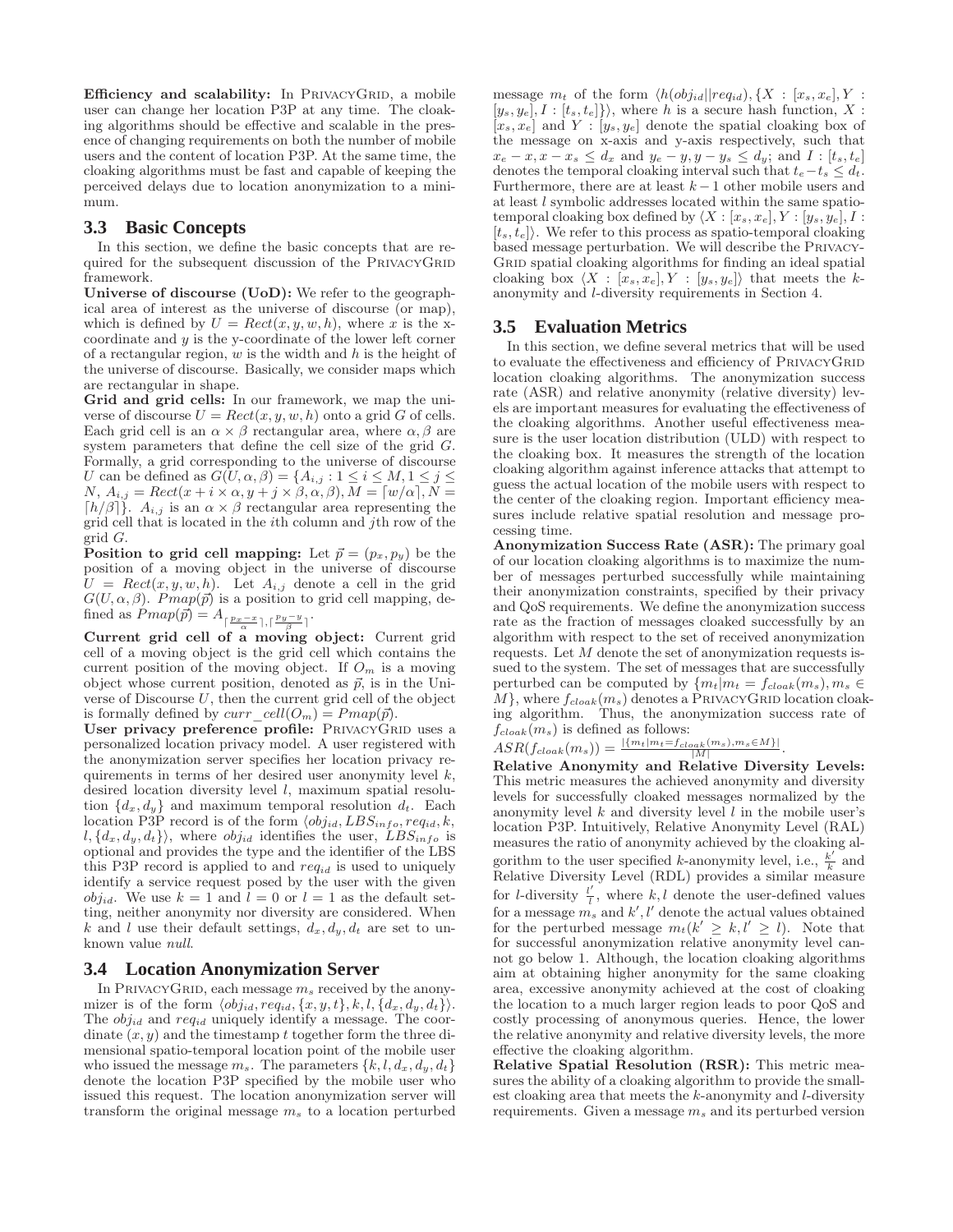**Efficiency and scalability:** In PrivacyGrid, a mobile user can change her location P3P at any time. The cloaking algorithms should be effective and scalable in the presence of changing requirements on both the number of mobile users and the content of location P3P. At the same time, the cloaking algorithms must be fast and capable of keeping the perceived delays due to location anonymization to a minimum.

## 3.3 Basic Concepts

In this section, we define the basic concepts that are required for the subsequent discussion of the PrivacyGrid framework.

**Universe of discourse (UoD):** We refer to the geographical area of interest as the universe of discourse (or map), which is defined by $U = Rect(x, y, w, h)$, where $x$ is the x-coordinate and $y$ is the y-coordinate of the lower left corner of a rectangular region, $w$ is the width and $h$ is the height of the universe of discourse. Basically, we consider maps which are rectangular in shape.

**Grid and grid cells:** In our framework, we map the universe of discourse $U = Rect(x, y, w, h)$ onto a grid $G$ of cells. Each grid cell is an $\alpha \times \beta$ rectangular area, where $\alpha, \beta$ are system parameters that define the cell size of the grid $G$. Formally, a grid corresponding to the universe of discourse $U$ can be defined as $G(U, \alpha, \beta) = \{A_{i,j} : 1 \le i \le M, 1 \le j \le N, A_{i,j} = Rect(x + i \times \alpha, y + j \times \beta, \alpha, \beta), M = \lceil w/\alpha \rceil, N = \lceil h/\beta \rceil\}$. $A_{i,j}$ is an $\alpha \times \beta$ rectangular area representing the grid cell that is located in the $i$th column and $j$th row of the grid $G$.

**Position to grid cell mapping:** Let $\vec{p} = (p_x, p_y)$ be the position of a moving object in the universe of discourse $U = Rect(x, y, w, h)$. Let $A_{i,j}$ denote a cell in the grid $G(U, \alpha, \beta)$. $Pmap(\vec{p})$ is a position to grid cell mapping, defined as $Pmap(\vec{p}) = A_{\lceil \frac{p_x - x}{\alpha} \rceil, \lceil \frac{p_y - y}{\beta} \rceil}$.

**Current grid cell of a moving object:** Current grid cell of a moving object is the grid cell which contains the current position of the moving object. If $O_m$ is a moving object whose current position, denoted as $\vec{p}$, is in the Universe of Discourse $U$, then the current grid cell of the object is formally defined by $curr\_cell(O_m) = Pmap(\vec{p})$.

**User privacy preference profile:** PrivacyGrid uses a personalized location privacy model. A user registered with the anonymization server specifies her location privacy requirements in terms of her desired user anonymity level $k$, desired location diversity level $l$, maximum spatial resolution $\{d_x, d_y\}$ and maximum temporal resolution $d_t$. Each location P3P record is of the form $\langle obj_{id}, LBS_{info}, req_{id}, k, l, \{d_x, d_y, d_t\}\rangle$, where $obj_{id}$ identifies the user, $LBS_{info}$ is optional and provides the type and the identifier of the LBS this P3P record is applied to and $req_{id}$ is used to uniquely identify a service request posed by the user with the given $obj_{id}$. We use $k = 1$ and $l = 0$ or $l = 1$ as the default setting, neither anonymity nor diversity are considered. When $k$ and $l$ use their default settings, $d_x, d_y, d_t$ are set to unknown value *null*.

## 3.4 Location Anonymization Server

In PrivacyGrid, each message $m_s$ received by the anonymizer is of the form $\langle obj_{id}, req_{id}, \{x, y, t\}, k, l, \{d_x, d_y, d_t\}\rangle$. The $obj_{id}$ and $req_{id}$ uniquely identify a message. The coordinate $(x, y)$ and the timestamp $t$ together form the three dimensional spatio-temporal location point of the mobile user who issued the message $m_s$. The parameters $\{k, l, d_x, d_y, d_t\}$ denote the location P3P specified by the mobile user who issued this request. The location anonymization server will transform the original message $m_s$ to a location perturbed message $m_t$ of the form $\langle h(obj_{id}||req_{id}), \{X : [x_s, x_e], Y : [y_s, y_e], I : [t_s, t_e]\}\rangle$, where $h$ is a secure hash function, $X : [x_s, x_e]$ and $Y : [y_s, y_e]$ denote the spatial cloaking box of the message on x-axis and y-axis respectively, such that $x_e - x, x - x_s \le d_x$ and $y_e - y, y - y_s \le d_y$; and $I : [t_s, t_e]$ denotes the temporal cloaking interval such that $t_e - t_s \le d_t$. Furthermore, there are at least $k - 1$ other mobile users and at least $l$ symbolic addresses located within the same spatio-temporal cloaking box defined by $\langle X : [x_s, x_e], Y : [y_s, y_e], I : [t_s, t_e]\rangle$. We refer to this process as spatio-temporal cloaking based message perturbation. We will describe the PrivacyGrid spatial cloaking algorithms for finding an ideal spatial cloaking box $\langle X : [x_s, x_e], Y : [y_s, y_e]\rangle$ that meets the $k$-anonymity and $l$-diversity requirements in Section 4.

## 3.5 Evaluation Metrics

In this section, we define several metrics that will be used to evaluate the effectiveness and efficiency of PrivacyGrid location cloaking algorithms. The anonymization success rate (ASR) and relative anonymity (relative diversity) levels are important measures for evaluating the effectiveness of the cloaking algorithms. Another useful effectiveness measure is the user location distribution (ULD) with respect to the cloaking box. It measures the strength of the location cloaking algorithm against inference attacks that attempt to guess the actual location of the mobile users with respect to the center of the cloaking region. Important efficiency measures include relative spatial resolution and message processing time.

**Anonymization Success Rate (ASR):** The primary goal of our location cloaking algorithms is to maximize the number of messages perturbed successfully while maintaining their anonymization constraints, specified by their privacy and QoS requirements. We define the anonymization success rate as the fraction of messages cloaked successfully by an algorithm with respect to the set of received anonymization requests. Let $M$ denote the set of anonymization requests issued to the system. The set of messages that are successfully perturbed can be computed by $\{m_t | m_t = f_{cloak}(m_s), m_s \in M\}$, where $f_{cloak}(m_s)$ denotes a PrivacyGrid location cloaking algorithm. Thus, the anonymization success rate of $f_{cloak}(m_s)$ is defined as follows:

$ASR(f_{cloak}(m_s)) = \frac{|\{m_t | m_t = f_{cloak}(m_s), m_s \in M\}|}{|M|}$.

**Relative Anonymity and Relative Diversity Levels:** This metric measures the achieved anonymity and diversity levels for successfully cloaked messages normalized by the anonymity level $k$ and diversity level $l$ in the mobile user's location P3P. Intuitively, Relative Anonymity Level (RAL) measures the ratio of anonymity achieved by the cloaking algorithm to the user specified $k$-anonymity level, i.e., $\frac{k'}{k}$ and Relative Diversity Level (RDL) provides a similar measure for $l$-diversity $\frac{l'}{l}$, where $k, l$ denote the user-defined values for a message $m_s$ and $k', l'$ denote the actual values obtained for the perturbed message $m_t (k' \ge k, l' \ge l)$. Note that for successful anonymization relative anonymity level cannot go below 1. Although, the location cloaking algorithms aim at obtaining higher anonymity for the same cloaking area, excessive anonymity achieved at the cost of cloaking the location to a much larger region leads to poor QoS and costly processing of anonymous queries. Hence, the lower the relative anonymity and relative diversity levels, the more effective the cloaking algorithm.

**Relative Spatial Resolution (RSR):** This metric measures the ability of a cloaking algorithm to provide the smallest cloaking area that meets the $k$-anonymity and $l$-diversity requirements. Given a message $m_s$ and its perturbed version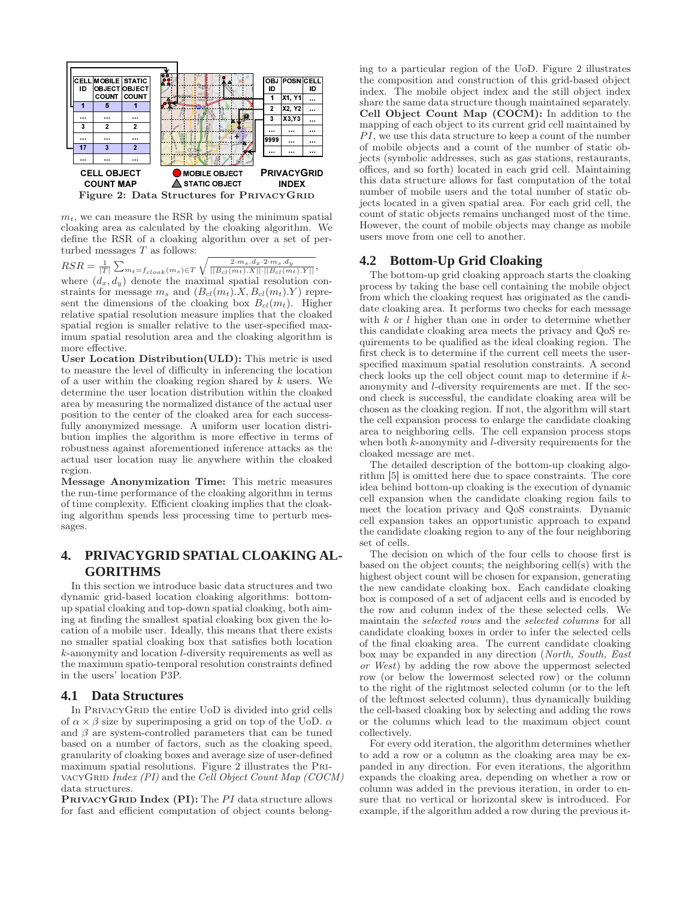CELL OBJECT COUNT MAP

| CELL ID | MOBILE OBJECT COUNT | STATIC OBJECT COUNT |
| --- | --- | --- |
| 1 | 5 | 1 |
| ... | ... | ... |
| 3 | 2 | 2 |
| ... | ... | ... |
| 17 | 3 | 2 |
| ... | ... | ... |

MOBILE OBJECT
STATIC OBJECT

PRIVACYGRID INDEX

| OBJ ID | POSN | CELL ID |
| --- | --- | --- |
| 1 | X1, Y1 | ... |
| 2 | X2, Y2 | ... |
| 3 | X3,Y3 | ... |
| ... | ... | ... |
| 9999 | ... | ... |
| ... | ... | ... |

Figure 2: Data Structures for PrivacyGrid

$m_t$, we can measure the RSR by using the minimum spatial cloaking area as calculated by the cloaking algorithm. We define the RSR of a cloaking algorithm over a set of perturbed messages $T$ as follows:

$$RSR = \frac{1}{|T|} \sum_{m_t = f_{cloak}(m_s) \in T} \sqrt{\frac{2 \cdot m_s.d_x \cdot 2 \cdot m_s.d_y}{||B_{cl}(m_t).X|| \cdot ||B_{cl}(m_t).Y||}},$$

where $(d_x, d_y)$ denote the maximal spatial resolution constraints for message $m_s$ and $(B_{cl}(m_t).X, B_{cl}(m_t).Y)$ represent the dimensions of the cloaking box $B_{cl}(m_t)$. Higher relative spatial resolution measure implies that the cloaked spatial region is smaller relative to the user-specified maximum spatial resolution area and the cloaking algorithm is more effective.

**User Location Distribution(ULD):** This metric is used to measure the level of difficulty in inferencing the location of a user within the cloaking region shared by $k$ users. We determine the user location distribution within the cloaked area by measuring the normalized distance of the actual user position to the center of the cloaked area for each successfully anonymized message. A uniform user location distribution implies the algorithm is more effective in terms of robustness against aforementioned inference attacks as the actual user location may lie anywhere within the cloaked region.

**Message Anonymization Time:** This metric measures the run-time performance of the cloaking algorithm in terms of time complexity. Efficient cloaking implies that the cloaking algorithm spends less processing time to perturb messages.

# 4. PRIVACYGRID SPATIAL CLOAKING ALGORITHMS

In this section we introduce basic data structures and two dynamic grid-based location cloaking algorithms: bottom-up spatial cloaking and top-down spatial cloaking, both aiming at finding the smallest spatial cloaking box given the location of a mobile user. Ideally, this means that there exists no smaller spatial cloaking box that satisfies both location $k$-anonymity and location $l$-diversity requirements as well as the maximum spatio-temporal resolution constraints defined in the users' location P3P.

## 4.1 Data Structures

In PrivacyGrid the entire UoD is divided into grid cells of $\alpha \times \beta$ size by superimposing a grid on top of the UoD. $\alpha$ and $\beta$ are system-controlled parameters that can be tuned based on a number of factors, such as the cloaking speed, granularity of cloaking boxes and average size of user-defined maximum spatial resolutions. Figure 2 illustrates the PrivacyGrid *Index (PI)* and the *Cell Object Count Map (COCM)* data structures.

**PrivacyGrid Index (PI):** The $PI$ data structure allows for fast and efficient computation of object counts belonging to a particular region of the UoD. Figure 2 illustrates the composition and construction of this grid-based object index. The mobile object index and the still object index share the same data structure though maintained separately.

**Cell Object Count Map (COCM):** In addition to the mapping of each object to its current grid cell maintained by $PI$, we use this data structure to keep a count of the number of mobile objects and a count of the number of static objects (symbolic addresses, such as gas stations, restaurants, offices, and so forth) located in each grid cell. Maintaining this data structure allows for fast computation of the total number of mobile users and the total number of static objects located in a given spatial area. For each grid cell, the count of static objects remains unchanged most of the time. However, the count of mobile objects may change as mobile users move from one cell to another.

## 4.2 Bottom-Up Grid Cloaking

The bottom-up grid cloaking approach starts the cloaking process by taking the base cell containing the mobile object from which the cloaking request has originated as the candidate cloaking area. It performs two checks for each message with $k$ or $l$ higher than one in order to determine whether this candidate cloaking area meets the privacy and QoS requirements to be qualified as the ideal cloaking region. The first check is to determine if the current cell meets the user-specified maximum spatial resolution constraints. A second check looks up the cell object count map to determine if $k$-anonymity and $l$-diversity requirements are met. If the second check is successful, the candidate cloaking area will be chosen as the cloaking region. If not, the algorithm will start the cell expansion process to enlarge the candidate cloaking area to neighboring cells. The cell expansion process stops when both $k$-anonymity and $l$-diversity requirements for the cloaked message are met.

The detailed description of the bottom-up cloaking algorithm [5] is omitted here due to space constraints. The core idea behind bottom-up cloaking is the execution of dynamic cell expansion when the candidate cloaking region fails to meet the location privacy and QoS constraints. Dynamic cell expansion takes an opportunistic approach to expand the candidate cloaking region to any of the four neighboring set of cells.

The decision on which of the four cells to choose first is based on the object counts; the neighboring cell(s) with the highest object count will be chosen for expansion, generating the new candidate cloaking box. Each candidate cloaking box is composed of a set of adjacent cells and is encoded by the row and column index of the these selected cells. We maintain the *selected rows* and the *selected columns* for all candidate cloaking boxes in order to infer the selected cells of the final cloaking area. The current candidate cloaking box may be expanded in any direction (*North, South, East or West*) by adding the row above the uppermost selected row (or below the lowermost selected row) or the column to the right of the rightmost selected column (or to the left of the leftmost selected column), thus dynamically building the cell-based cloaking box by selecting and adding the rows or the columns which lead to the maximum object count collectively.

For every odd iteration, the algorithm determines whether to add a row or a column as the cloaking area may be expanded in any direction. For even iterations, the algorithm expands the cloaking area, depending on whether a row or column was added in the previous iteration, in order to ensure that no vertical or horizontal skew is introduced. For example, if the algorithm added a row during the previous it-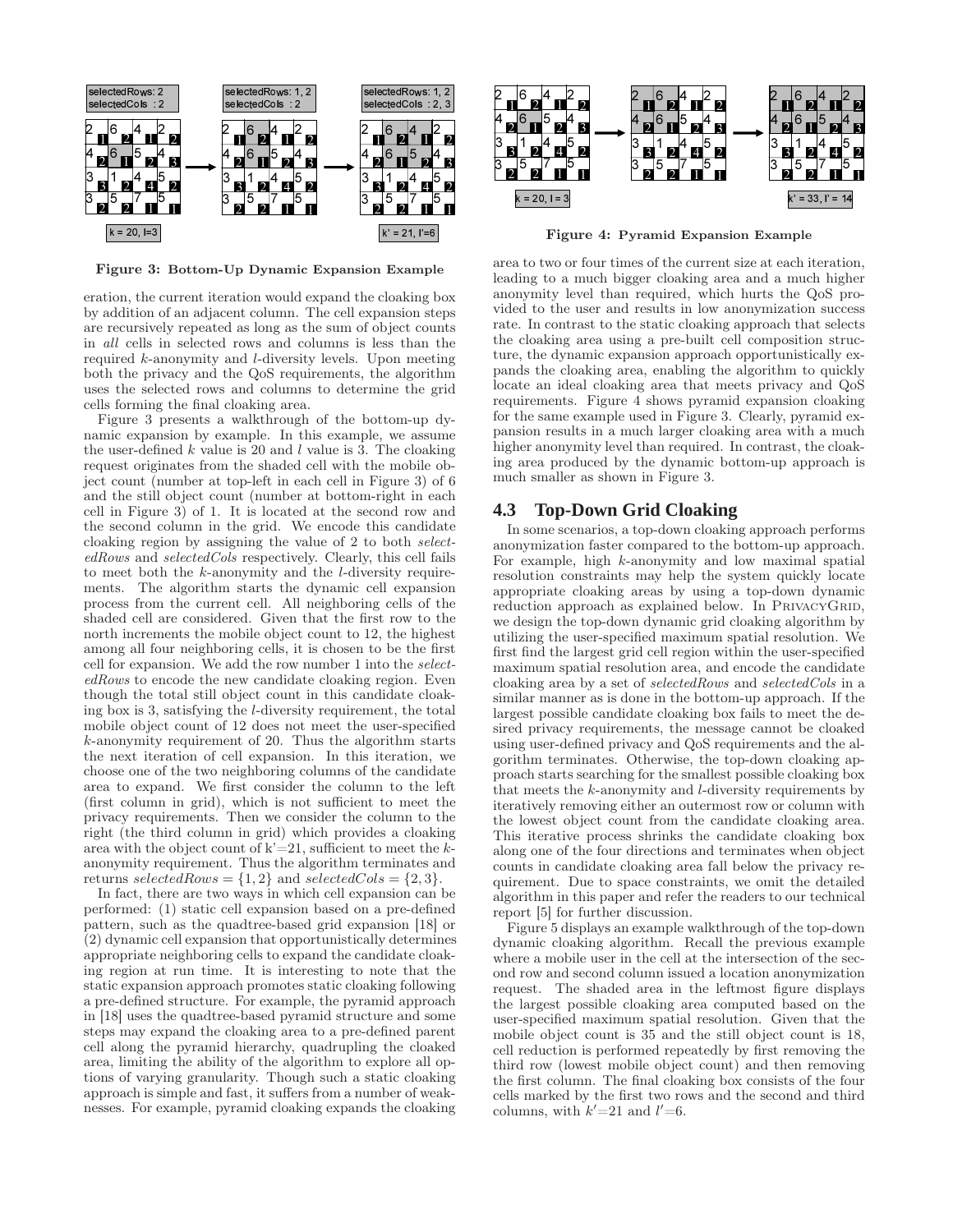selectedRows: 2
selectedCols : 2

selectedRows: 1, 2
selectedCols : 2

selectedRows: 1, 2
selectedCols : 2, 3

k = 20, l=3

k' = 21, l'=6

**Figure 3: Bottom-Up Dynamic Expansion Example**

eration, the current iteration would expand the cloaking box by addition of an adjacent column. The cell expansion steps are recursively repeated as long as the sum of object counts in *all* cells in selected rows and columns is less than the required $k$-anonymity and $l$-diversity levels. Upon meeting both the privacy and the QoS requirements, the algorithm uses the selected rows and columns to determine the grid cells forming the final cloaking area.

Figure 3 presents a walkthrough of the bottom-up dynamic expansion by example. In this example, we assume the user-defined $k$ value is 20 and $l$ value is 3. The cloaking request originates from the shaded cell with the mobile object count (number at top-left in each cell in Figure 3) of 6 and the still object count (number at bottom-right in each cell in Figure 3) of 1. It is located at the second row and the second column in the grid. We encode this candidate cloaking region by assigning the value of 2 to both *selectedRows* and *selectedCols* respectively. Clearly, this cell fails to meet both the $k$-anonymity and the $l$-diversity requirements. The algorithm starts the dynamic cell expansion process from the current cell. All neighboring cells of the shaded cell are considered. Given that the first row to the north increments the mobile object count to 12, the highest among all four neighboring cells, it is chosen to be the first cell for expansion. We add the row number 1 into the *selectedRows* to encode the new candidate cloaking region. Even though the total still object count in this candidate cloaking box is 3, satisfying the $l$-diversity requirement, the total mobile object count of 12 does not meet the user-specified $k$-anonymity requirement of 20. Thus the algorithm starts the next iteration of cell expansion. In this iteration, we choose one of the two neighboring columns of the candidate area to expand. We first consider the column to the left (first column in grid), which is not sufficient to meet the privacy requirements. Then we consider the column to the right (the third column in grid) which provides a cloaking area with the object count of k'=21, sufficient to meet the $k$-anonymity requirement. Thus the algorithm terminates and returns $selectedRows = \{1, 2\}$ and $selectedCols = \{2, 3\}$.

In fact, there are two ways in which cell expansion can be performed: (1) static cell expansion based on a pre-defined pattern, such as the quadtree-based grid expansion [18] or (2) dynamic cell expansion that opportunistically determines appropriate neighboring cells to expand the candidate cloaking region at run time. It is interesting to note that the static expansion approach promotes static cloaking following a pre-defined structure. For example, the pyramid approach in [18] uses the quadtree-based pyramid structure and some steps may expand the cloaking area to a pre-defined parent cell along the pyramid hierarchy, quadrupling the cloaked area, limiting the ability of the algorithm to explore all options of varying granularity. Though such a static cloaking approach is simple and fast, it suffers from a number of weaknesses. For example, pyramid cloaking expands the cloaking

k = 20, l = 3

k' = 33, l' = 14

**Figure 4: Pyramid Expansion Example**

area to two or four times of the current size at each iteration, leading to a much bigger cloaking area and a much higher anonymity level than required, which hurts the QoS provided to the user and results in low anonymization success rate. In contrast to the static cloaking approach that selects the cloaking area using a pre-built cell composition structure, the dynamic expansion approach opportunistically expands the cloaking area, enabling the algorithm to quickly locate an ideal cloaking area that meets privacy and QoS requirements. Figure 4 shows pyramid expansion cloaking for the same example used in Figure 3. Clearly, pyramid expansion results in a much larger cloaking area with a much higher anonymity level than required. In contrast, the cloaking area produced by the dynamic bottom-up approach is much smaller as shown in Figure 3.

## 4.3 Top-Down Grid Cloaking

In some scenarios, a top-down cloaking approach performs anonymization faster compared to the bottom-up approach. For example, high $k$-anonymity and low maximal spatial resolution constraints may help the system quickly locate appropriate cloaking areas by using a top-down dynamic reduction approach as explained below. In PrivacyGrid, we design the top-down dynamic grid cloaking algorithm by utilizing the user-specified maximum spatial resolution. We first find the largest grid cell region within the user-specified maximum spatial resolution area, and encode the candidate cloaking area by a set of *selectedRows* and *selectedCols* in a similar manner as is done in the bottom-up approach. If the largest possible candidate cloaking box fails to meet the desired privacy requirements, the message cannot be cloaked using user-defined privacy and QoS requirements and the algorithm terminates. Otherwise, the top-down cloaking approach starts searching for the smallest possible cloaking box that meets the $k$-anonymity and $l$-diversity requirements by iteratively removing either an outermost row or column with the lowest object count from the candidate cloaking area. This iterative process shrinks the candidate cloaking box along one of the four directions and terminates when object counts in candidate cloaking area fall below the privacy requirement. Due to space constraints, we omit the detailed algorithm in this paper and refer the readers to our technical report [5] for further discussion.

Figure 5 displays an example walkthrough of the top-down dynamic cloaking algorithm. Recall the previous example where a mobile user in the cell at the intersection of the second row and second column issued a location anonymization request. The shaded area in the leftmost figure displays the largest possible cloaking area computed based on the user-specified maximum spatial resolution. Given that the mobile object count is 35 and the still object count is 18, cell reduction is performed repeatedly by first removing the third row (lowest mobile object count) and then removing the first column. The final cloaking box consists of the four cells marked by the first two rows and the second and third columns, with $k'$=21 and $l'$=6.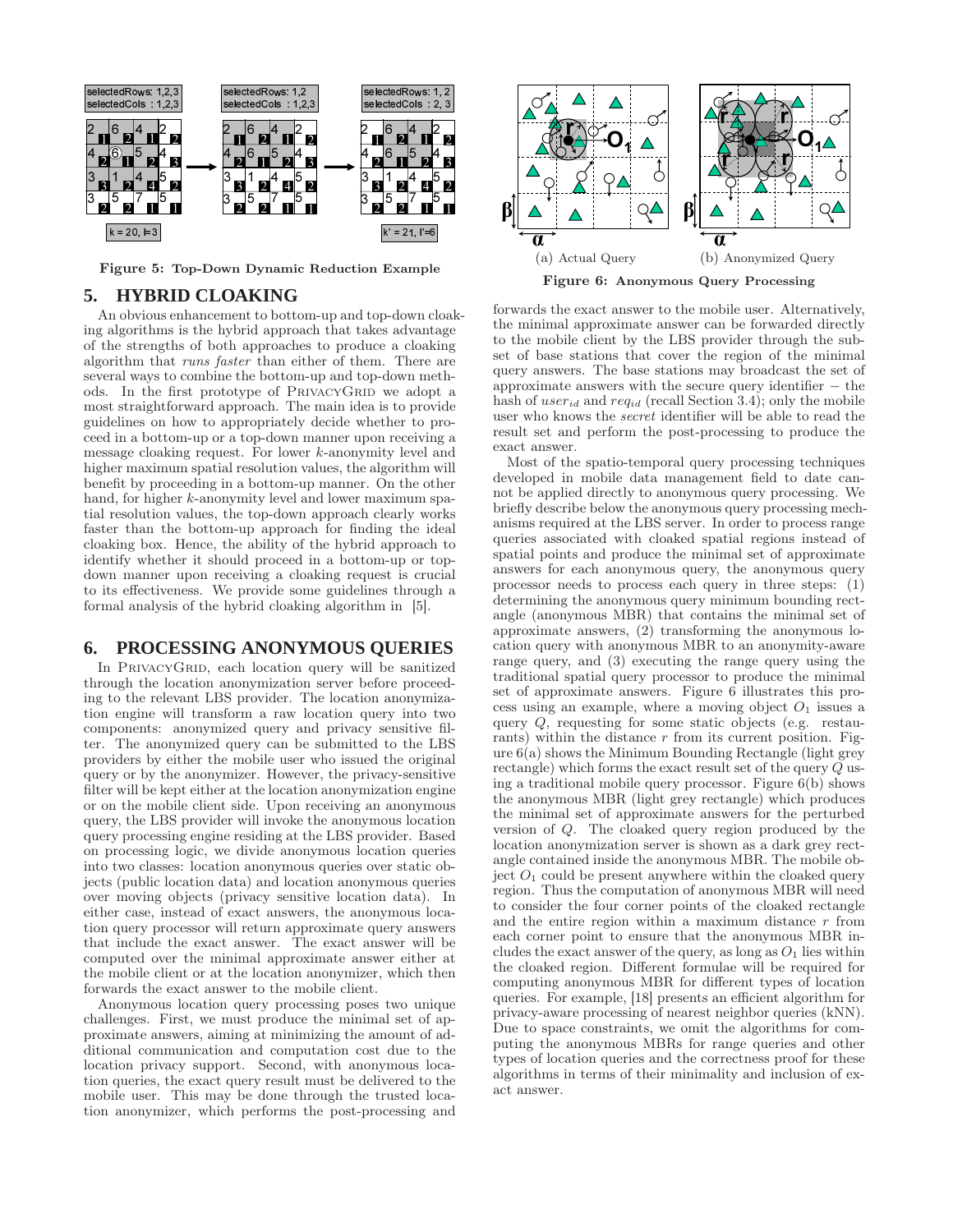selectedRows: 1,2,3
selectedCols : 1,2,3

selectedRows: 1,2
selectedCols : 1,2,3

selectedRows: 1, 2
selectedCols : 2, 3

k = 20, l=3

k' = 21, l'=6

**Figure 5: Top-Down Dynamic Reduction Example**

## 5. HYBRID CLOAKING

An obvious enhancement to bottom-up and top-down cloaking algorithms is the hybrid approach that takes advantage of the strengths of both approaches to produce a cloaking algorithm that *runs faster* than either of them. There are several ways to combine the bottom-up and top-down methods. In the first prototype of PrivacyGrid we adopt a most straightforward approach. The main idea is to provide guidelines on how to appropriately decide whether to proceed in a bottom-up or a top-down manner upon receiving a message cloaking request. For lower $k$-anonymity level and higher maximum spatial resolution values, the algorithm will benefit by proceeding in a bottom-up manner. On the other hand, for higher $k$-anonymity level and lower maximum spatial resolution values, the top-down approach clearly works faster than the bottom-up approach for finding the ideal cloaking box. Hence, the ability of the hybrid approach to identify whether it should proceed in a bottom-up or top-down manner upon receiving a cloaking request is crucial to its effectiveness. We provide some guidelines through a formal analysis of the hybrid cloaking algorithm in [5].

## 6. PROCESSING ANONYMOUS QUERIES

In PrivacyGrid, each location query will be sanitized through the location anonymization server before proceeding to the relevant LBS provider. The location anonymization engine will transform a raw location query into two components: anonymized query and privacy sensitive filter. The anonymized query can be submitted to the LBS providers by either the mobile user who issued the original query or by the anonymizer. However, the privacy-sensitive filter will be kept either at the location anonymization engine or on the mobile client side. Upon receiving an anonymous query, the LBS provider will invoke the anonymous location query processing engine residing at the LBS provider. Based on processing logic, we divide anonymous location queries into two classes: location anonymous queries over static objects (public location data) and location anonymous queries over moving objects (privacy sensitive location data). In either case, instead of exact answers, the anonymous location query processor will return approximate query answers that include the exact answer. The exact answer will be computed over the minimal approximate answer either at the mobile client or at the location anonymizer, which then forwards the exact answer to the mobile client.

Anonymous location query processing poses two unique challenges. First, we must produce the minimal set of approximate answers, aiming at minimizing the amount of additional communication and computation cost due to the location privacy support. Second, with anonymous location queries, the exact query result must be delivered to the mobile user. This may be done through the trusted location anonymizer, which performs the post-processing and forwards the exact answer to the mobile user. Alternatively, the minimal approximate answer can be forwarded directly to the mobile client by the LBS provider through the subset of base stations that cover the region of the minimal query answers. The base stations may broadcast the set of approximate answers with the secure query identifier − the hash of $user_{id}$ and $req_{id}$ (recall Section 3.4); only the mobile user who knows the *secret* identifier will be able to read the result set and perform the post-processing to produce the exact answer.

r

O1

β

α

(a) Actual Query

r

r

r

r

O1

β

α

(b) Anonymized Query

**Figure 6: Anonymous Query Processing**

Most of the spatio-temporal query processing techniques developed in mobile data management field to date cannot be applied directly to anonymous query processing. We briefly describe below the anonymous query processing mechanisms required at the LBS server. In order to process range queries associated with cloaked spatial regions instead of spatial points and produce the minimal set of approximate answers for each anonymous query, the anonymous query processor needs to process each query in three steps: (1) determining the anonymous query minimum bounding rectangle (anonymous MBR) that contains the minimal set of approximate answers, (2) transforming the anonymous location query with anonymous MBR to an anonymity-aware range query, and (3) executing the range query using the traditional spatial query processor to produce the minimal set of approximate answers. Figure 6 illustrates this process using an example, where a moving object $O_1$ issues a query $Q$, requesting for some static objects (e.g. restaurants) within the distance $r$ from its current position. Figure 6(a) shows the Minimum Bounding Rectangle (light grey rectangle) which forms the exact result set of the query $Q$ using a traditional mobile query processor. Figure 6(b) shows the anonymous MBR (light grey rectangle) which produces the minimal set of approximate answers for the perturbed version of $Q$. The cloaked query region produced by the location anonymization server is shown as a dark grey rectangle contained inside the anonymous MBR. The mobile object $O_1$ could be present anywhere within the cloaked query region. Thus the computation of anonymous MBR will need to consider the four corner points of the cloaked rectangle and the entire region within a maximum distance $r$ from each corner point to ensure that the anonymous MBR includes the exact answer of the query, as long as $O_1$ lies within the cloaked region. Different formulae will be required for computing anonymous MBR for different types of location queries. For example, [18] presents an efficient algorithm for privacy-aware processing of nearest neighbor queries (kNN). Due to space constraints, we omit the algorithms for computing the anonymous MBRs for range queries and other types of location queries and the correctness proof for these algorithms in terms of their minimality and inclusion of exact answer.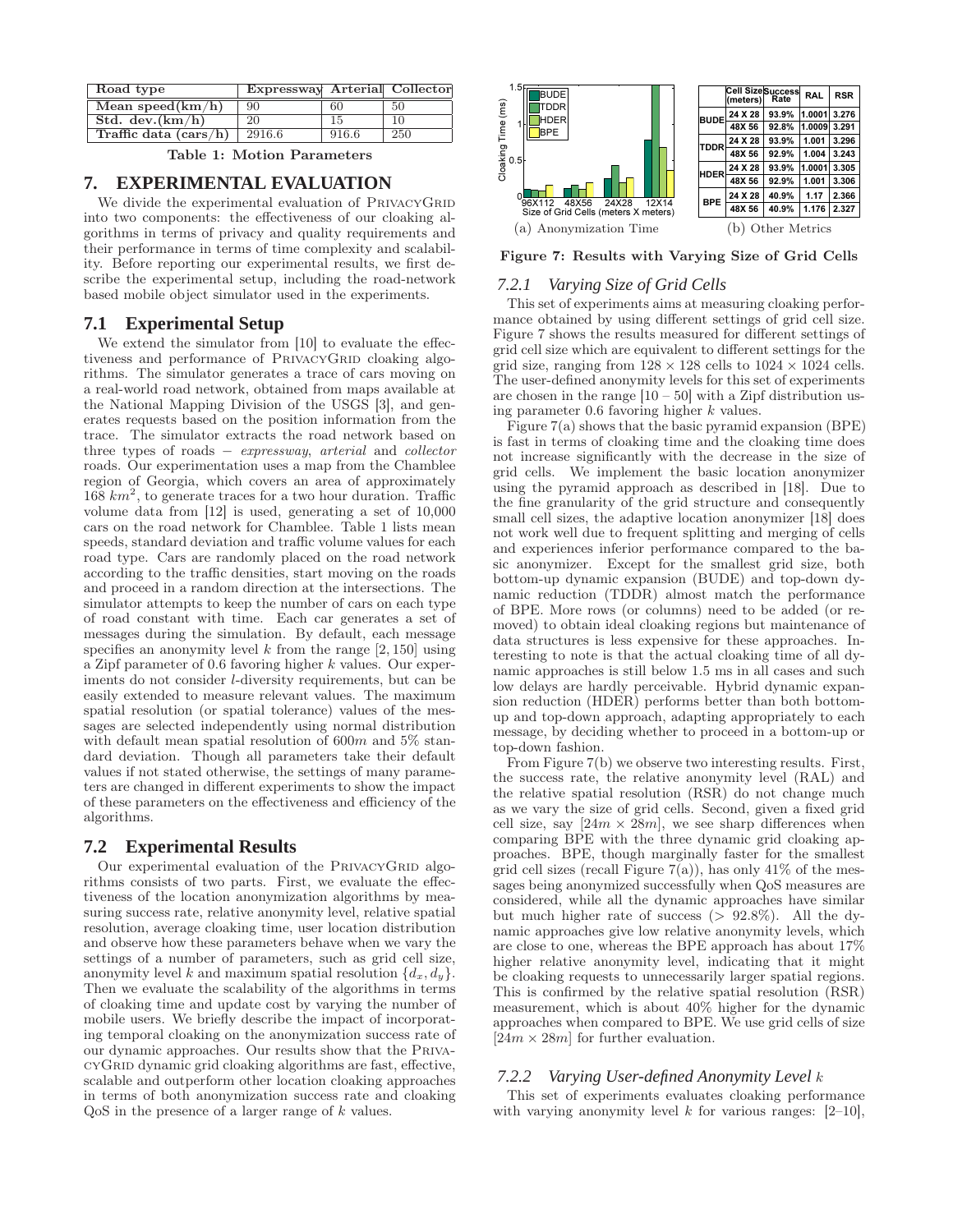| Road type | Expressway | Arterial | Collector |
|---|---|---|---|
| Mean speed(km/h) | 90 | 60 | 50 |
| Std. dev.(km/h) | 20 | 15 | 10 |
| Traffic data (cars/h) | 2916.6 | 916.6 | 250 |

**Table 1: Motion Parameters**

# 7. EXPERIMENTAL EVALUATION

We divide the experimental evaluation of PrivacyGrid into two components: the effectiveness of our cloaking algorithms in terms of privacy and quality requirements and their performance in terms of time complexity and scalability. Before reporting our experimental results, we first describe the experimental setup, including the road-network based mobile object simulator used in the experiments.

## 7.1 Experimental Setup

We extend the simulator from [10] to evaluate the effectiveness and performance of PrivacyGrid cloaking algorithms. The simulator generates a trace of cars moving on a real-world road network, obtained from maps available at the National Mapping Division of the USGS [3], and generates requests based on the position information from the trace. The simulator extracts the road network based on three types of roads − *expressway*, *arterial* and *collector* roads. Our experimentation uses a map from the Chamblee region of Georgia, which covers an area of approximately $168\ km^2$, to generate traces for a two hour duration. Traffic volume data from [12] is used, generating a set of 10,000 cars on the road network for Chamblee. Table 1 lists mean speeds, standard deviation and traffic volume values for each road type. Cars are randomly placed on the road network according to the traffic densities, start moving on the roads and proceed in a random direction at the intersections. The simulator attempts to keep the number of cars on each type of road constant with time. Each car generates a set of messages during the simulation. By default, each message specifies an anonymity level $k$ from the range $[2, 150]$ using a Zipf parameter of 0.6 favoring higher $k$ values. Our experiments do not consider $l$-diversity requirements, but can be easily extended to measure relevant values. The maximum spatial resolution (or spatial tolerance) values of the messages are selected independently using normal distribution with default mean spatial resolution of $600m$ and 5% standard deviation. Though all parameters take their default values if not stated otherwise, the settings of many parameters are changed in different experiments to show the impact of these parameters on the effectiveness and efficiency of the algorithms.

## 7.2 Experimental Results

Our experimental evaluation of the PrivacyGrid algorithms consists of two parts. First, we evaluate the effectiveness of the location anonymization algorithms by measuring success rate, relative anonymity level, relative spatial resolution, average cloaking time, user location distribution and observe how these parameters behave when we vary the settings of a number of parameters, such as grid cell size, anonymity level $k$ and maximum spatial resolution $\{d_x, d_y\}$. Then we evaluate the scalability of the algorithms in terms of cloaking time and update cost by varying the number of mobile users. We briefly describe the impact of incorporating temporal cloaking on the anonymization success rate of our dynamic approaches. Our results show that the PrivacyGrid dynamic grid cloaking algorithms are fast, effective, scalable and outperform other location cloaking approaches in terms of both anonymization success rate and cloaking QoS in the presence of a larger range of $k$ values.

(a) Anonymization Time

| | Cell Size (meters) | Success Rate | RAL | RSR |
|---|---|---|---|---|
| BUDE | 24 X 28 | 93.9% | 1.0001 | 3.276 |
| | 48X 56 | 92.8% | 1.0009 | 3.291 |
| TDDR | 24 X 28 | 93.9% | 1.001 | 3.296 |
| | 48X 56 | 92.9% | 1.004 | 3.243 |
| HDER | 24 X 28 | 93.9% | 1.0001 | 3.305 |
| | 48X 56 | 92.9% | 1.001 | 3.306 |
| BPE | 24 X 28 | 40.9% | 1.17 | 2.366 |
| | 48X 56 | 40.9% | 1.176 | 2.327 |

(b) Other Metrics

**Figure 7: Results with Varying Size of Grid Cells**

### 7.2.1 Varying Size of Grid Cells

This set of experiments aims at measuring cloaking performance obtained by using different settings of grid cell size. Figure 7 shows the results measured for different settings of grid cell size which are equivalent to different settings for the grid size, ranging from $128 \times 128$ cells to $1024 \times 1024$ cells. The user-defined anonymity levels for this set of experiments are chosen in the range $[10 - 50]$ with a Zipf distribution using parameter 0.6 favoring higher $k$ values.

Figure 7(a) shows that the basic pyramid expansion (BPE) is fast in terms of cloaking time and the cloaking time does not increase significantly with the decrease in the size of grid cells. We implement the basic location anonymizer using the pyramid approach as described in [18]. Due to the fine granularity of the grid structure and consequently small cell sizes, the adaptive location anonymizer [18] does not work well due to frequent splitting and merging of cells and experiences inferior performance compared to the basic anonymizer. Except for the smallest grid size, both bottom-up dynamic expansion (BUDE) and top-down dynamic reduction (TDDR) almost match the performance of BPE. More rows (or columns) need to be added (or removed) to obtain ideal cloaking regions but maintenance of data structures is less expensive for these approaches. Interesting to note is that the actual cloaking time of all dynamic approaches is still below 1.5 ms in all cases and such low delays are hardly perceivable. Hybrid dynamic expansion reduction (HDER) performs better than both bottom-up and top-down approach, adapting appropriately to each message, by deciding whether to proceed in a bottom-up or top-down fashion.

From Figure 7(b) we observe two interesting results. First, the success rate, the relative anonymity level (RAL) and the relative spatial resolution (RSR) do not change much as we vary the size of grid cells. Second, given a fixed grid cell size, say $[24m \times 28m]$, we see sharp differences when comparing BPE with the three dynamic grid cloaking approaches. BPE, though marginally faster for the smallest grid cell sizes (recall Figure 7(a)), has only 41% of the messages being anonymized successfully when QoS measures are considered, while all the dynamic approaches have similar but much higher rate of success (> 92.8%). All the dynamic approaches give low relative anonymity levels, which are close to one, whereas the BPE approach has about 17% higher relative anonymity level, indicating that it might be cloaking requests to unnecessarily larger spatial regions. This is confirmed by the relative spatial resolution (RSR) measurement, which is about 40% higher for the dynamic approaches when compared to BPE. We use grid cells of size $[24m \times 28m]$ for further evaluation.

### 7.2.2 Varying User-defined Anonymity Level $k$

This set of experiments evaluates cloaking performance with varying anonymity level $k$ for various ranges: [2–10],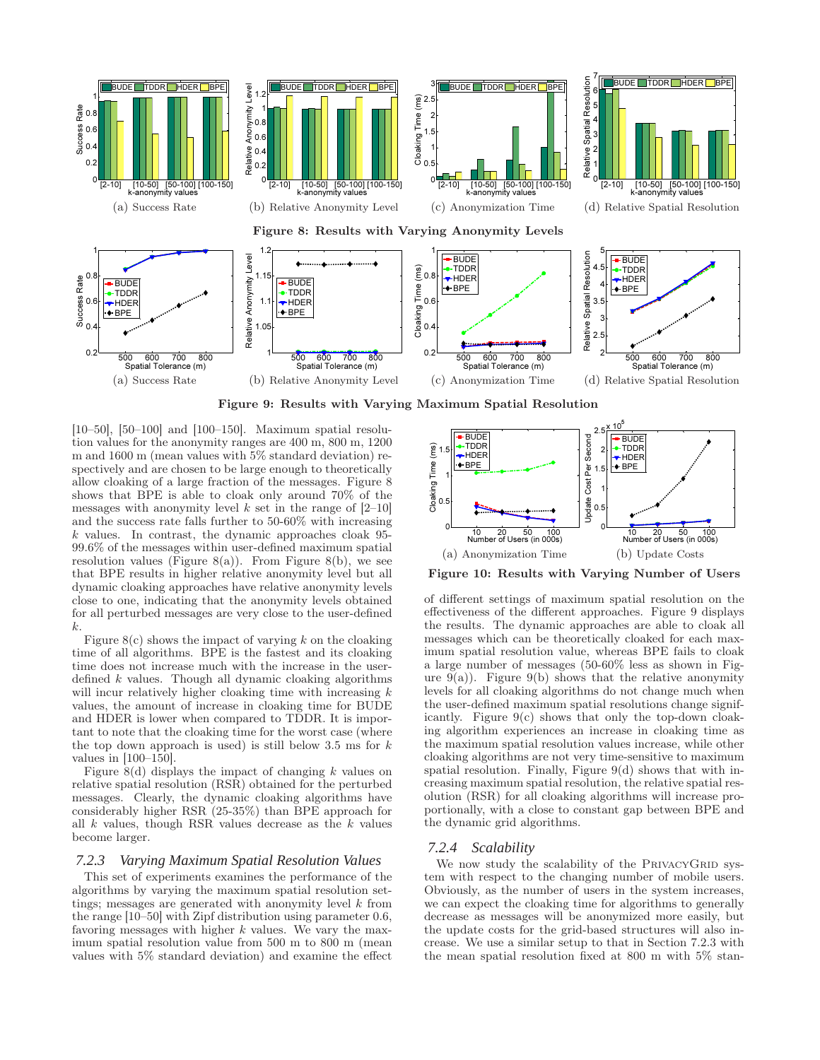(a) Success Rate (b) Relative Anonymity Level (c) Anonymization Time (d) Relative Spatial Resolution

**Figure 8: Results with Varying Anonymity Levels**

(a) Success Rate (b) Relative Anonymity Level (c) Anonymization Time (d) Relative Spatial Resolution

**Figure 9: Results with Varying Maximum Spatial Resolution**

[10–50], [50–100] and [100–150]. Maximum spatial resolution values for the anonymity ranges are 400 m, 800 m, 1200 m and 1600 m (mean values with 5% standard deviation) respectively and are chosen to be large enough to theoretically allow cloaking of a large fraction of the messages. Figure 8 shows that BPE is able to cloak only around 70% of the messages with anonymity level $k$ set in the range of [2–10] and the success rate falls further to 50-60% with increasing $k$ values. In contrast, the dynamic approaches cloak 95-99.6% of the messages within user-defined maximum spatial resolution values (Figure 8(a)). From Figure 8(b), we see that BPE results in higher relative anonymity level but all dynamic cloaking approaches have relative anonymity levels close to one, indicating that the anonymity levels obtained for all perturbed messages are very close to the user-defined $k$.

Figure 8(c) shows the impact of varying $k$ on the cloaking time of all algorithms. BPE is the fastest and its cloaking time does not increase much with the increase in the user-defined $k$ values. Though all dynamic cloaking algorithms will incur relatively higher cloaking time with increasing $k$ values, the amount of increase in cloaking time for BUDE and HDER is lower when compared to TDDR. It is important to note that the cloaking time for the worst case (where the top down approach is used) is still below 3.5 ms for $k$ values in [100–150].

Figure 8(d) displays the impact of changing $k$ values on relative spatial resolution (RSR) obtained for the perturbed messages. Clearly, the dynamic cloaking algorithms have considerably higher RSR (25-35%) than BPE approach for all $k$ values, though RSR values decrease as the $k$ values become larger.

### 7.2.3 Varying Maximum Spatial Resolution Values

This set of experiments examines the performance of the algorithms by varying the maximum spatial resolution settings; messages are generated with anonymity level $k$ from the range [10–50] with Zipf distribution using parameter 0.6, favoring messages with higher $k$ values. We vary the maximum spatial resolution value from 500 m to 800 m (mean values with 5% standard deviation) and examine the effect of different settings of maximum spatial resolution on the effectiveness of the different approaches. Figure 9 displays the results. The dynamic approaches are able to cloak all messages which can be theoretically cloaked for each maximum spatial resolution value, whereas BPE fails to cloak a large number of messages (50-60% less as shown in Figure 9(a)). Figure 9(b) shows that the relative anonymity levels for all cloaking algorithms do not change much when the user-defined maximum spatial resolutions change significantly. Figure 9(c) shows that only the top-down cloaking algorithm experiences an increase in cloaking time as the maximum spatial resolution values increase, while other cloaking algorithms are not very time-sensitive to maximum spatial resolution. Finally, Figure 9(d) shows that with increasing maximum spatial resolution, the relative spatial resolution (RSR) for all cloaking algorithms will increase proportionally, with a close to constant gap between BPE and the dynamic grid algorithms.

(a) Anonymization Time (b) Update Costs

**Figure 10: Results with Varying Number of Users**

### 7.2.4 Scalability

We now study the scalability of the PrivacyGrid system with respect to the changing number of mobile users. Obviously, as the number of users in the system increases, we can expect the cloaking time for algorithms to generally decrease as messages will be anonymized more easily, but the update costs for the grid-based structures will also increase. We use a similar setup to that in Section 7.2.3 with the mean spatial resolution fixed at 800 m with 5% stan-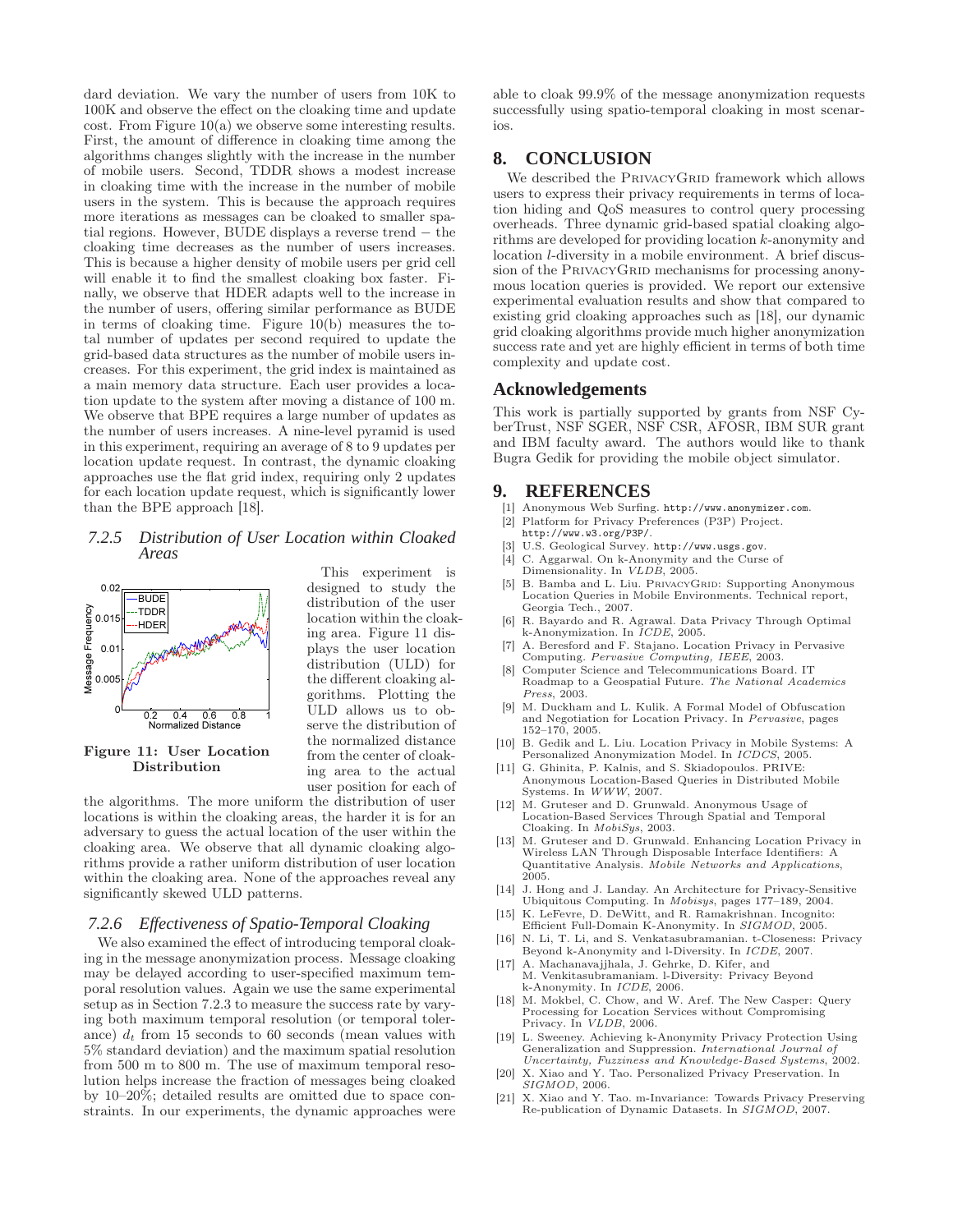dard deviation. We vary the number of users from 10K to 100K and observe the effect on the cloaking time and update cost. From Figure 10(a) we observe some interesting results. First, the amount of difference in cloaking time among the algorithms changes slightly with the increase in the number of mobile users. Second, TDDR shows a modest increase in cloaking time with the increase in the number of mobile users in the system. This is because the approach requires more iterations as messages can be cloaked to smaller spatial regions. However, BUDE displays a reverse trend − the cloaking time decreases as the number of users increases. This is because a higher density of mobile users per grid cell will enable it to find the smallest cloaking box faster. Finally, we observe that HDER adapts well to the increase in the number of users, offering similar performance as BUDE in terms of cloaking time. Figure 10(b) measures the total number of updates per second required to update the grid-based data structures as the number of mobile users increases. For this experiment, the grid index is maintained as a main memory data structure. Each user provides a location update to the system after moving a distance of 100 m. We observe that BPE requires a large number of updates as the number of users increases. A nine-level pyramid is used in this experiment, requiring an average of 8 to 9 updates per location update request. In contrast, the dynamic cloaking approaches use the flat grid index, requiring only 2 updates for each location update request, which is significantly lower than the BPE approach [18].

### 7.2.5 Distribution of User Location within Cloaked Areas

0.02
0.015
0.01
0.005
0
Message Frequency
BUDE
TDDR
HDER
0.2
0.4
0.6
0.8
1
Normalized Distance

**Figure 11: User Location Distribution**

This experiment is designed to study the distribution of the user location within the cloaking area. Figure 11 displays the user location distribution (ULD) for the different cloaking algorithms. Plotting the ULD allows us to observe the distribution of the normalized distance from the center of cloaking area to the actual user position for each of the algorithms. The more uniform the distribution of user locations is within the cloaking areas, the harder it is for an adversary to guess the actual location of the user within the cloaking area. We observe that all dynamic cloaking algorithms provide a rather uniform distribution of user location within the cloaking area. None of the approaches reveal any significantly skewed ULD patterns.

### 7.2.6 Effectiveness of Spatio-Temporal Cloaking

We also examined the effect of introducing temporal cloaking in the message anonymization process. Message cloaking may be delayed according to user-specified maximum temporal resolution values. Again we use the same experimental setup as in Section 7.2.3 to measure the success rate by varying both maximum temporal resolution (or temporal tolerance) $d_t$ from 15 seconds to 60 seconds (mean values with 5% standard deviation) and the maximum spatial resolution from 500 m to 800 m. The use of maximum temporal resolution helps increase the fraction of messages being cloaked by 10–20%; detailed results are omitted due to space constraints. In our experiments, the dynamic approaches were able to cloak 99.9% of the message anonymization requests successfully using spatio-temporal cloaking in most scenarios.

## 8. CONCLUSION

We described the PrivacyGrid framework which allows users to express their privacy requirements in terms of location hiding and QoS measures to control query processing overheads. Three dynamic grid-based spatial cloaking algorithms are developed for providing location $k$-anonymity and location $l$-diversity in a mobile environment. A brief discussion of the PrivacyGrid mechanisms for processing anonymous location queries is provided. We report our extensive experimental evaluation results and show that compared to existing grid cloaking approaches such as [18], our dynamic grid cloaking algorithms provide much higher anonymization success rate and yet are highly efficient in terms of both time complexity and update cost.

## Acknowledgements

This work is partially supported by grants from NSF CyberTrust, NSF SGER, NSF CSR, AFOSR, IBM SUR grant and IBM faculty award. The authors would like to thank Bugra Gedik for providing the mobile object simulator.

## 9. REFERENCES

[1] Anonymous Web Surfing. http://www.anonymizer.com.
[2] Platform for Privacy Preferences (P3P) Project. http://www.w3.org/P3P/.
[3] U.S. Geological Survey. http://www.usgs.gov.
[4] C. Aggarwal. On k-Anonymity and the Curse of Dimensionality. In *VLDB*, 2005.
[5] B. Bamba and L. Liu. PrivacyGrid: Supporting Anonymous Location Queries in Mobile Environments. Technical report, Georgia Tech., 2007.
[6] R. Bayardo and R. Agrawal. Data Privacy Through Optimal k-Anonymization. In *ICDE*, 2005.
[7] A. Beresford and F. Stajano. Location Privacy in Pervasive Computing. *Pervasive Computing, IEEE*, 2003.
[8] Computer Science and Telecommunications Board. IT Roadmap to a Geospatial Future. *The National Academics Press*, 2003.
[9] M. Duckham and L. Kulik. A Formal Model of Obfuscation and Negotiation for Location Privacy. In *Pervasive*, pages 152–170, 2005.
[10] B. Gedik and L. Liu. Location Privacy in Mobile Systems: A Personalized Anonymization Model. In *ICDCS*, 2005.
[11] G. Ghinita, P. Kalnis, and S. Skiadopoulos. PRIVE: Anonymous Location-Based Queries in Distributed Mobile Systems. In *WWW*, 2007.
[12] M. Gruteser and D. Grunwald. Anonymous Usage of Location-Based Services Through Spatial and Temporal Cloaking. In *MobiSys*, 2003.
[13] M. Gruteser and D. Grunwald. Enhancing Location Privacy in Wireless LAN Through Disposable Interface Identifiers: A Quantitative Analysis. *Mobile Networks and Applications*, 2005.
[14] J. Hong and J. Landay. An Architecture for Privacy-Sensitive Ubiquitous Computing. In *Mobisys*, pages 177–189, 2004.
[15] K. LeFevre, D. DeWitt, and R. Ramakrishnan. Incognito: Efficient Full-Domain K-Anonymity. In *SIGMOD*, 2005.
[16] N. Li, T. Li, and S. Venkatasubramanian. t-Closeness: Privacy Beyond k-Anonymity and l-Diversity. In *ICDE*, 2007.
[17] A. Machanavajjhala, J. Gehrke, D. Kifer, and M. Venkitasubramaniam. l-Diversity: Privacy Beyond k-Anonymity. In *ICDE*, 2006.
[18] M. Mokbel, C. Chow, and W. Aref. The New Casper: Query Processing for Location Services without Compromising Privacy. In *VLDB*, 2006.
[19] L. Sweeney. Achieving k-Anonymity Privacy Protection Using Generalization and Suppression. *International Journal of Uncertainty, Fuzziness and Knowledge-Based Systems*, 2002.
[20] X. Xiao and Y. Tao. Personalized Privacy Preservation. In *SIGMOD*, 2006.
[21] X. Xiao and Y. Tao. m-Invariance: Towards Privacy Preserving Re-publication of Dynamic Datasets. In *SIGMOD*, 2007.